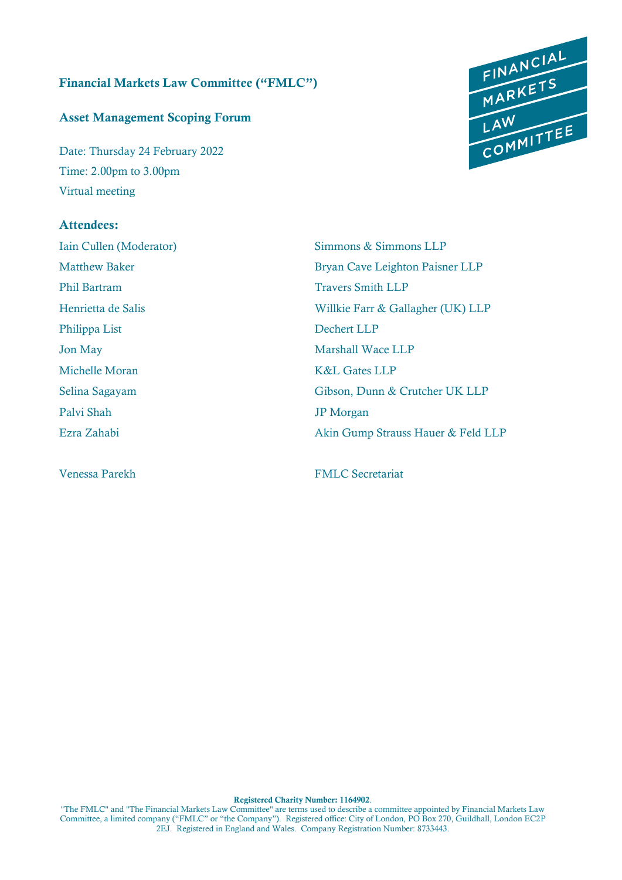# Financial Markets Law Committee ("FMLC")

## Asset Management Scoping Forum

Date: Thursday 24 February 2022

Time: 2.00pm to 3.00pm

Virtual meeting

### Attendees:

| | |
|---|---|
| Iain Cullen (Moderator) | Simmons & Simmons LLP |
| Matthew Baker | Bryan Cave Leighton Paisner LLP |
| Phil Bartram | Travers Smith LLP |
| Henrietta de Salis | Willkie Farr & Gallagher (UK) LLP |
| Philippa List | Dechert LLP |
| Jon May | Marshall Wace LLP |
| Michelle Moran | K&L Gates LLP |
| Selina Sagayam | Gibson, Dunn & Crutcher UK LLP |
| Palvi Shah | JP Morgan |
| Ezra Zahabi | Akin Gump Strauss Hauer & Feld LLP |
| | |
| Venessa Parekh | FMLC Secretariat |

**Registered Charity Number: 1164902**.
"The FMLC" and "The Financial Markets Law Committee" are terms used to describe a committee appointed by Financial Markets Law Committee, a limited company ("FMLC" or "the Company"). Registered office: City of London, PO Box 270, Guildhall, London EC2P 2EJ. Registered in England and Wales. Company Registration Number: 8733443.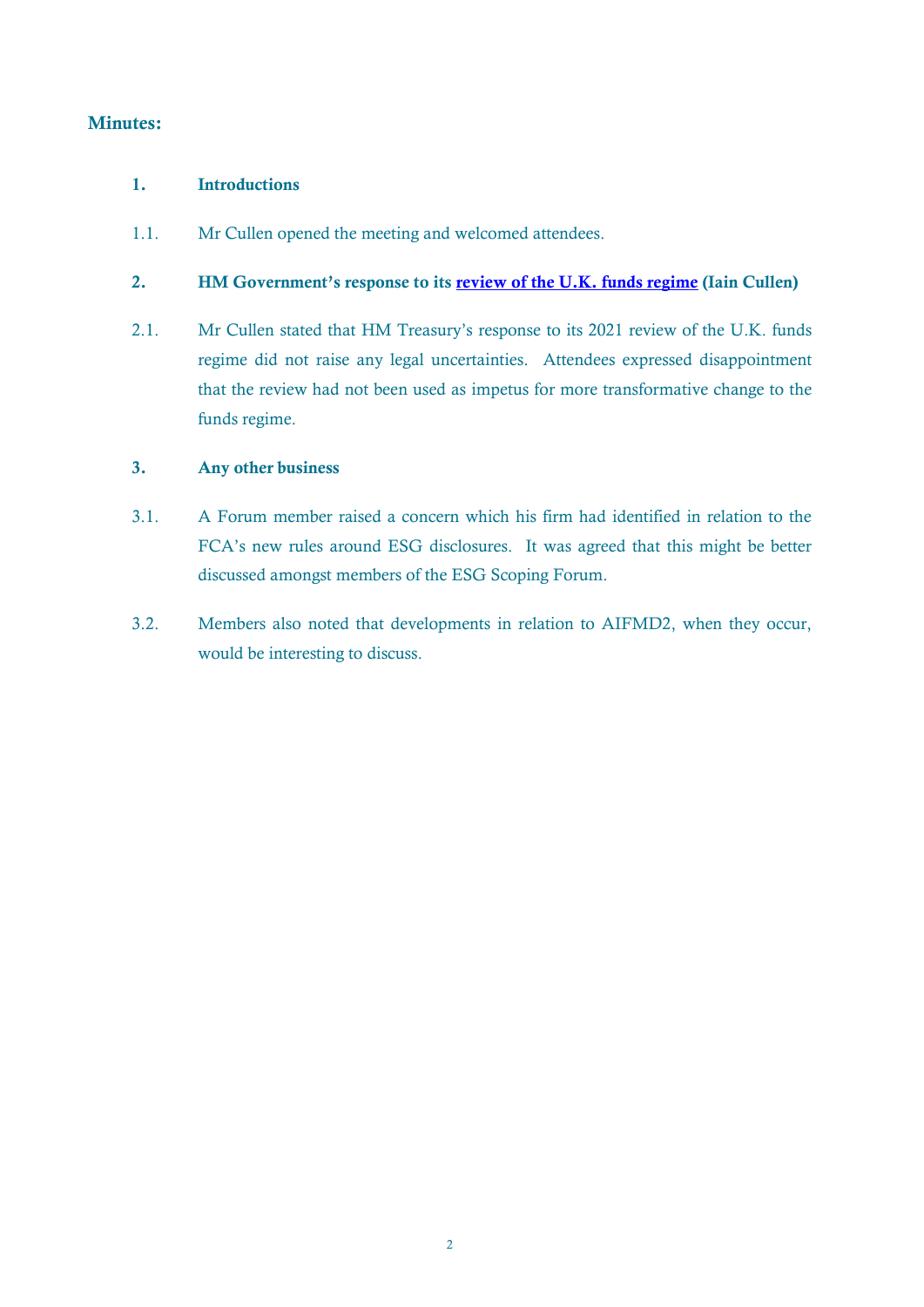## Minutes:

### 1. Introductions

1.1. Mr Cullen opened the meeting and welcomed attendees.

### 2. HM Government's response to its review of the U.K. funds regime (Iain Cullen)

2.1. Mr Cullen stated that HM Treasury's response to its 2021 review of the U.K. funds regime did not raise any legal uncertainties. Attendees expressed disappointment that the review had not been used as impetus for more transformative change to the funds regime.

### 3. Any other business

3.1. A Forum member raised a concern which his firm had identified in relation to the FCA's new rules around ESG disclosures. It was agreed that this might be better discussed amongst members of the ESG Scoping Forum.

3.2. Members also noted that developments in relation to AIFMD2, when they occur, would be interesting to discuss.